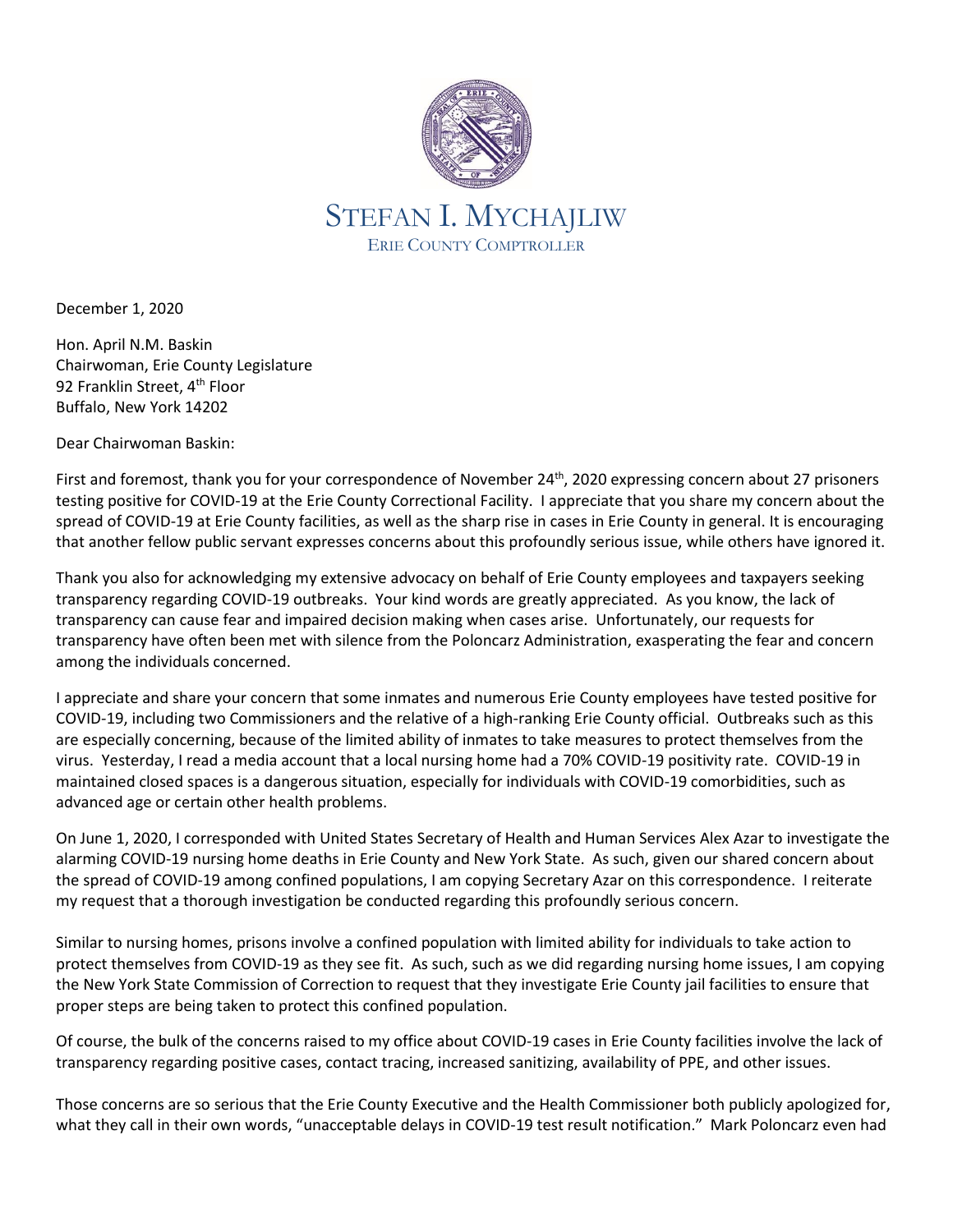STEFAN I. MYCHAJLIW
ERIE COUNTY COMPTROLLER

December 1, 2020

Hon. April N.M. Baskin
Chairwoman, Erie County Legislature
92 Franklin Street, 4th Floor
Buffalo, New York 14202

Dear Chairwoman Baskin:

First and foremost, thank you for your correspondence of November 24th, 2020 expressing concern about 27 prisoners testing positive for COVID-19 at the Erie County Correctional Facility. I appreciate that you share my concern about the spread of COVID-19 at Erie County facilities, as well as the sharp rise in cases in Erie County in general. It is encouraging that another fellow public servant expresses concerns about this profoundly serious issue, while others have ignored it.

Thank you also for acknowledging my extensive advocacy on behalf of Erie County employees and taxpayers seeking transparency regarding COVID-19 outbreaks. Your kind words are greatly appreciated. As you know, the lack of transparency can cause fear and impaired decision making when cases arise. Unfortunately, our requests for transparency have often been met with silence from the Poloncarz Administration, exasperating the fear and concern among the individuals concerned.

I appreciate and share your concern that some inmates and numerous Erie County employees have tested positive for COVID-19, including two Commissioners and the relative of a high-ranking Erie County official. Outbreaks such as this are especially concerning, because of the limited ability of inmates to take measures to protect themselves from the virus. Yesterday, I read a media account that a local nursing home had a 70% COVID-19 positivity rate. COVID-19 in maintained closed spaces is a dangerous situation, especially for individuals with COVID-19 comorbidities, such as advanced age or certain other health problems.

On June 1, 2020, I corresponded with United States Secretary of Health and Human Services Alex Azar to investigate the alarming COVID-19 nursing home deaths in Erie County and New York State. As such, given our shared concern about the spread of COVID-19 among confined populations, I am copying Secretary Azar on this correspondence. I reiterate my request that a thorough investigation be conducted regarding this profoundly serious concern.

Similar to nursing homes, prisons involve a confined population with limited ability for individuals to take action to protect themselves from COVID-19 as they see fit. As such, such as we did regarding nursing home issues, I am copying the New York State Commission of Correction to request that they investigate Erie County jail facilities to ensure that proper steps are being taken to protect this confined population.

Of course, the bulk of the concerns raised to my office about COVID-19 cases in Erie County facilities involve the lack of transparency regarding positive cases, contact tracing, increased sanitizing, availability of PPE, and other issues.

Those concerns are so serious that the Erie County Executive and the Health Commissioner both publicly apologized for, what they call in their own words, "unacceptable delays in COVID-19 test result notification." Mark Poloncarz even had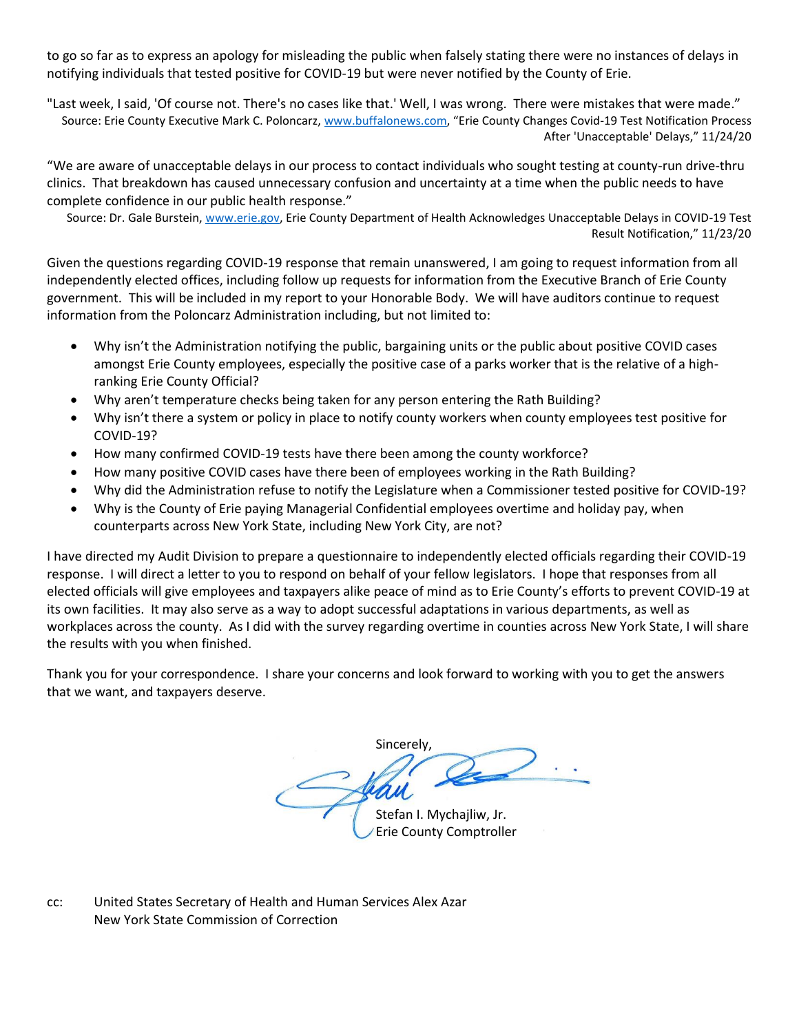to go so far as to express an apology for misleading the public when falsely stating there were no instances of delays in notifying individuals that tested positive for COVID-19 but were never notified by the County of Erie.

"Last week, I said, 'Of course not. There's no cases like that.' Well, I was wrong. There were mistakes that were made."

Source: Erie County Executive Mark C. Poloncarz, www.buffalonews.com, "Erie County Changes Covid-19 Test Notification Process After 'Unacceptable' Delays," 11/24/20

"We are aware of unacceptable delays in our process to contact individuals who sought testing at county-run drive-thru clinics. That breakdown has caused unnecessary confusion and uncertainty at a time when the public needs to have complete confidence in our public health response."

Source: Dr. Gale Burstein, www.erie.gov, Erie County Department of Health Acknowledges Unacceptable Delays in COVID-19 Test Result Notification," 11/23/20

Given the questions regarding COVID-19 response that remain unanswered, I am going to request information from all independently elected offices, including follow up requests for information from the Executive Branch of Erie County government. This will be included in my report to your Honorable Body. We will have auditors continue to request information from the Poloncarz Administration including, but not limited to:

- Why isn't the Administration notifying the public, bargaining units or the public about positive COVID cases amongst Erie County employees, especially the positive case of a parks worker that is the relative of a high-ranking Erie County Official?
- Why aren't temperature checks being taken for any person entering the Rath Building?
- Why isn't there a system or policy in place to notify county workers when county employees test positive for COVID-19?
- How many confirmed COVID-19 tests have there been among the county workforce?
- How many positive COVID cases have there been of employees working in the Rath Building?
- Why did the Administration refuse to notify the Legislature when a Commissioner tested positive for COVID-19?
- Why is the County of Erie paying Managerial Confidential employees overtime and holiday pay, when counterparts across New York State, including New York City, are not?

I have directed my Audit Division to prepare a questionnaire to independently elected officials regarding their COVID-19 response. I will direct a letter to you to respond on behalf of your fellow legislators. I hope that responses from all elected officials will give employees and taxpayers alike peace of mind as to Erie County's efforts to prevent COVID-19 at its own facilities. It may also serve as a way to adopt successful adaptations in various departments, as well as workplaces across the county. As I did with the survey regarding overtime in counties across New York State, I will share the results with you when finished.

Thank you for your correspondence. I share your concerns and look forward to working with you to get the answers that we want, and taxpayers deserve.

Sincerely,

Stefan I. Mychajliw, Jr.
Erie County Comptroller

cc: United States Secretary of Health and Human Services Alex Azar
New York State Commission of Correction